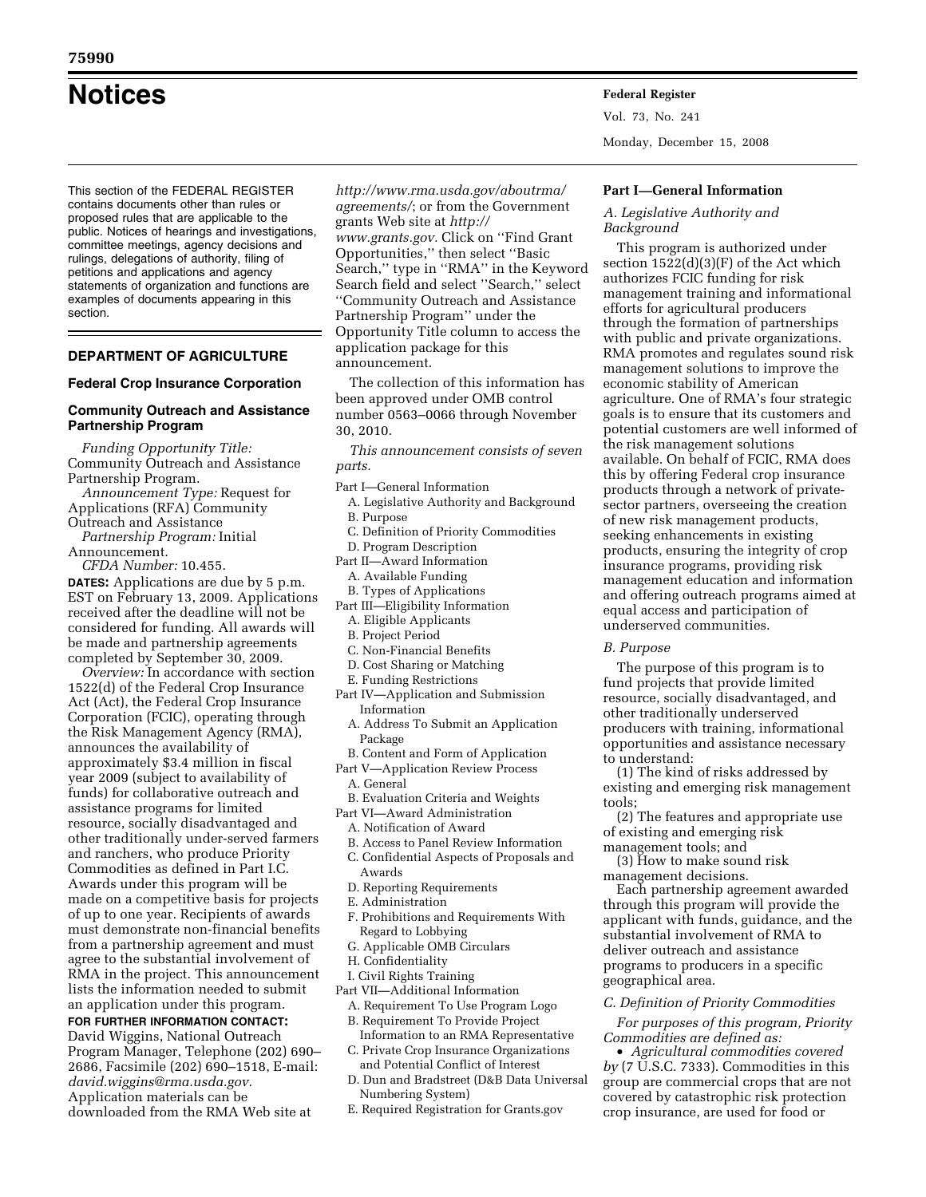# Notices

This section of the FEDERAL REGISTER contains documents other than rules or proposed rules that are applicable to the public. Notices of hearings and investigations, committee meetings, agency decisions and rulings, delegations of authority, filing of petitions and applications and agency statements of organization and functions are examples of documents appearing in this section.

## DEPARTMENT OF AGRICULTURE

### Federal Crop Insurance Corporation

### Community Outreach and Assistance Partnership Program

*Funding Opportunity Title:* Community Outreach and Assistance Partnership Program.

*Announcement Type:* Request for Applications (RFA) Community Outreach and Assistance

*Partnership Program:* Initial Announcement.

*CFDA Number:* 10.455.

**DATES:** Applications are due by 5 p.m. EST on February 13, 2009. Applications received after the deadline will not be considered for funding. All awards will be made and partnership agreements completed by September 30, 2009.

*Overview:* In accordance with section 1522(d) of the Federal Crop Insurance Act (Act), the Federal Crop Insurance Corporation (FCIC), operating through the Risk Management Agency (RMA), announces the availability of approximately $3.4 million in fiscal year 2009 (subject to availability of funds) for collaborative outreach and assistance programs for limited resource, socially disadvantaged and other traditionally under-served farmers and ranchers, who produce Priority Commodities as defined in Part I.C. Awards under this program will be made on a competitive basis for projects of up to one year. Recipients of awards must demonstrate non-financial benefits from a partnership agreement and must agree to the substantial involvement of RMA in the project. This announcement lists the information needed to submit an application under this program.

**FOR FURTHER INFORMATION CONTACT:** David Wiggins, National Outreach Program Manager, Telephone (202) 690–2686, Facsimile (202) 690–1518, E-mail: *david.wiggins@rma.usda.gov.* Application materials can be downloaded from the RMA Web site at *http://www.rma.usda.gov/aboutrma/agreements/*; or from the Government grants Web site at *http://www.grants.gov.* Click on ''Find Grant Opportunities,'' then select ''Basic Search,'' type in ''RMA'' in the Keyword Search field and select ''Search,'' select ''Community Outreach and Assistance Partnership Program'' under the Opportunity Title column to access the application package for this announcement.

The collection of this information has been approved under OMB control number 0563–0066 through November 30, 2010.

*This announcement consists of seven parts.*

Part I—General Information
- A. Legislative Authority and Background
- B. Purpose
- C. Definition of Priority Commodities
- D. Program Description

Part II—Award Information
- A. Available Funding
- B. Types of Applications

Part III—Eligibility Information
- A. Eligible Applicants
- B. Project Period
- C. Non-Financial Benefits
- D. Cost Sharing or Matching
- E. Funding Restrictions

Part IV—Application and Submission Information
- A. Address To Submit an Application Package
- B. Content and Form of Application

Part V—Application Review Process
- A. General
- B. Evaluation Criteria and Weights

Part VI—Award Administration
- A. Notification of Award
- B. Access to Panel Review Information
- C. Confidential Aspects of Proposals and Awards
- D. Reporting Requirements
- E. Administration
- F. Prohibitions and Requirements With Regard to Lobbying
- G. Applicable OMB Circulars
- H. Confidentiality
- I. Civil Rights Training

Part VII—Additional Information
- A. Requirement To Use Program Logo
- B. Requirement To Provide Project Information to an RMA Representative
- C. Private Crop Insurance Organizations and Potential Conflict of Interest
- D. Dun and Bradstreet (D&B Data Universal Numbering System)
- E. Required Registration for Grants.gov

#### Part I—General Information

*A. Legislative Authority and Background*

This program is authorized under section 1522(d)(3)(F) of the Act which authorizes FCIC funding for risk management training and informational efforts for agricultural producers through the formation of partnerships with public and private organizations. RMA promotes and regulates sound risk management solutions to improve the economic stability of American agriculture. One of RMA's four strategic goals is to ensure that its customers and potential customers are well informed of the risk management solutions available. On behalf of FCIC, RMA does this by offering Federal crop insurance products through a network of private-sector partners, overseeing the creation of new risk management products, seeking enhancements in existing products, ensuring the integrity of crop insurance programs, providing risk management education and information and offering outreach programs aimed at equal access and participation of underserved communities.

*B. Purpose*

The purpose of this program is to fund projects that provide limited resource, socially disadvantaged, and other traditionally underserved producers with training, informational opportunities and assistance necessary to understand:

(1) The kind of risks addressed by existing and emerging risk management tools;

(2) The features and appropriate use of existing and emerging risk management tools; and

(3) How to make sound risk management decisions.

Each partnership agreement awarded through this program will provide the applicant with funds, guidance, and the substantial involvement of RMA to deliver outreach and assistance programs to producers in a specific geographical area.

*C. Definition of Priority Commodities*

*For purposes of this program, Priority Commodities are defined as:*

- *Agricultural commodities covered by* (7 U.S.C. 7333). Commodities in this group are commercial crops that are not covered by catastrophic risk protection crop insurance, are used for food or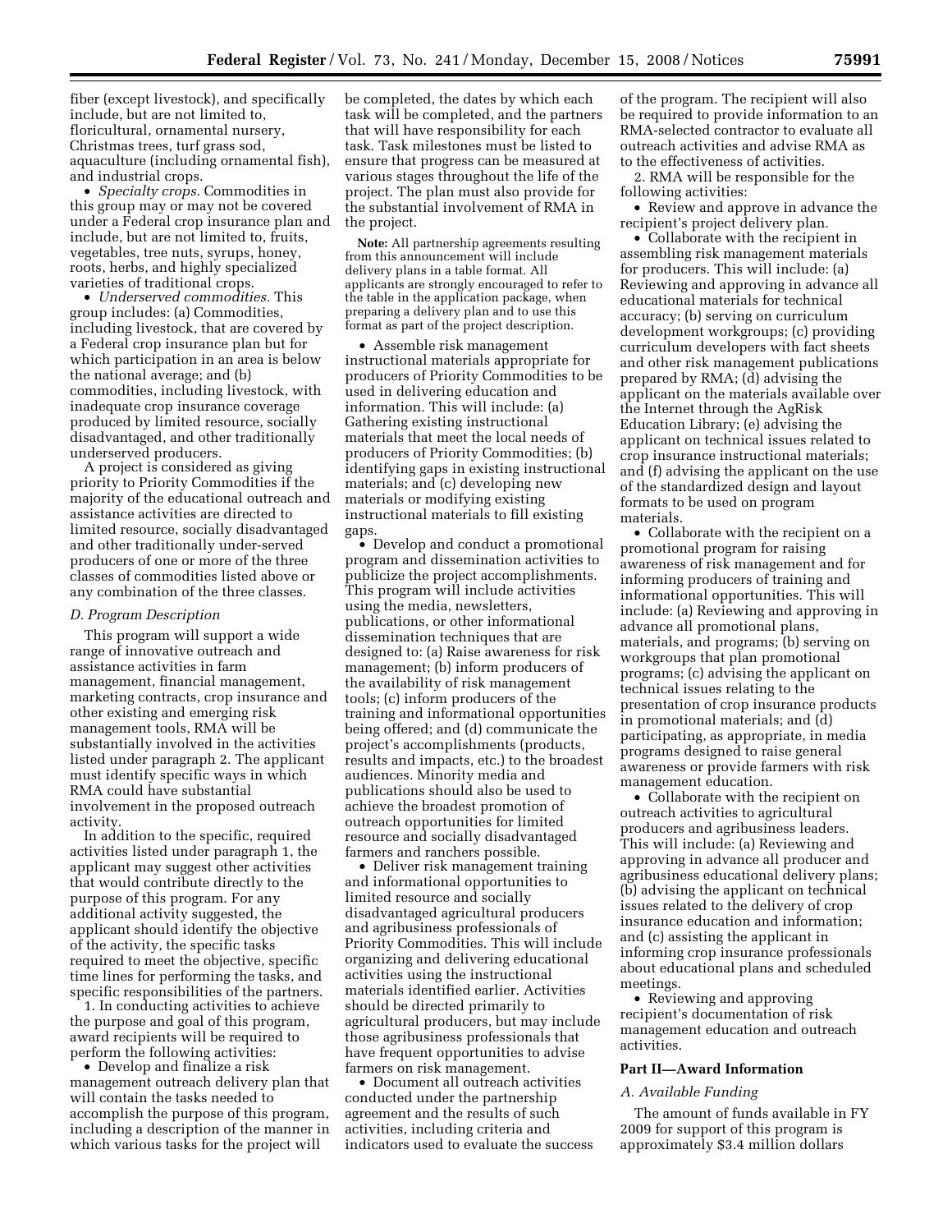fiber (except livestock), and specifically include, but are not limited to, floricultural, ornamental nursery, Christmas trees, turf grass sod, aquaculture (including ornamental fish), and industrial crops.

- *Specialty crops.* Commodities in this group may or may not be covered under a Federal crop insurance plan and include, but are not limited to, fruits, vegetables, tree nuts, syrups, honey, roots, herbs, and highly specialized varieties of traditional crops.
- *Underserved commodities.* This group includes: (a) Commodities, including livestock, that are covered by a Federal crop insurance plan but for which participation in an area is below the national average; and (b) commodities, including livestock, with inadequate crop insurance coverage produced by limited resource, socially disadvantaged, and other traditionally underserved producers.

A project is considered as giving priority to Priority Commodities if the majority of the educational outreach and assistance activities are directed to limited resource, socially disadvantaged and other traditionally under-served producers of one or more of the three classes of commodities listed above or any combination of the three classes.

### *D. Program Description*

This program will support a wide range of innovative outreach and assistance activities in farm management, financial management, marketing contracts, crop insurance and other existing and emerging risk management tools, RMA will be substantially involved in the activities listed under paragraph 2. The applicant must identify specific ways in which RMA could have substantial involvement in the proposed outreach activity.

In addition to the specific, required activities listed under paragraph 1, the applicant may suggest other activities that would contribute directly to the purpose of this program. For any additional activity suggested, the applicant should identify the objective of the activity, the specific tasks required to meet the objective, specific time lines for performing the tasks, and specific responsibilities of the partners.

1. In conducting activities to achieve the purpose and goal of this program, award recipients will be required to perform the following activities:

- Develop and finalize a risk management outreach delivery plan that will contain the tasks needed to accomplish the purpose of this program, including a description of the manner in which various tasks for the project will be completed, the dates by which each task will be completed, and the partners that will have responsibility for each task. Task milestones must be listed to ensure that progress can be measured at various stages throughout the life of the project. The plan must also provide for the substantial involvement of RMA in the project.

**Note:** All partnership agreements resulting from this announcement will include delivery plans in a table format. All applicants are strongly encouraged to refer to the table in the application package, when preparing a delivery plan and to use this format as part of the project description.

- Assemble risk management instructional materials appropriate for producers of Priority Commodities to be used in delivering education and information. This will include: (a) Gathering existing instructional materials that meet the local needs of producers of Priority Commodities; (b) identifying gaps in existing instructional materials; and (c) developing new materials or modifying existing instructional materials to fill existing gaps.
- Develop and conduct a promotional program and dissemination activities to publicize the project accomplishments. This program will include activities using the media, newsletters, publications, or other informational dissemination techniques that are designed to: (a) Raise awareness for risk management; (b) inform producers of the availability of risk management tools; (c) inform producers of the training and informational opportunities being offered; and (d) communicate the project's accomplishments (products, results and impacts, etc.) to the broadest audiences. Minority media and publications should also be used to achieve the broadest promotion of outreach opportunities for limited resource and socially disadvantaged farmers and ranchers possible.
- Deliver risk management training and informational opportunities to limited resource and socially disadvantaged agricultural producers and agribusiness professionals of Priority Commodities. This will include organizing and delivering educational activities using the instructional materials identified earlier. Activities should be directed primarily to agricultural producers, but may include those agribusiness professionals that have frequent opportunities to advise farmers on risk management.
- Document all outreach activities conducted under the partnership agreement and the results of such activities, including criteria and indicators used to evaluate the success of the program. The recipient will also be required to provide information to an RMA-selected contractor to evaluate all outreach activities and advise RMA as to the effectiveness of activities.

2. RMA will be responsible for the following activities:

- Review and approve in advance the recipient's project delivery plan.
- Collaborate with the recipient in assembling risk management materials for producers. This will include: (a) Reviewing and approving in advance all educational materials for technical accuracy; (b) serving on curriculum development workgroups; (c) providing curriculum developers with fact sheets and other risk management publications prepared by RMA; (d) advising the applicant on the materials available over the Internet through the AgRisk Education Library; (e) advising the applicant on technical issues related to crop insurance instructional materials; and (f) advising the applicant on the use of the standardized design and layout formats to be used on program materials.
- Collaborate with the recipient on a promotional program for raising awareness of risk management and for informing producers of training and informational opportunities. This will include: (a) Reviewing and approving in advance all promotional plans, materials, and programs; (b) serving on workgroups that plan promotional programs; (c) advising the applicant on technical issues relating to the presentation of crop insurance products in promotional materials; and (d) participating, as appropriate, in media programs designed to raise general awareness or provide farmers with risk management education.
- Collaborate with the recipient on outreach activities to agricultural producers and agribusiness leaders. This will include: (a) Reviewing and approving in advance all producer and agribusiness educational delivery plans; (b) advising the applicant on technical issues related to the delivery of crop insurance education and information; and (c) assisting the applicant in informing crop insurance professionals about educational plans and scheduled meetings.
- Reviewing and approving recipient's documentation of risk management education and outreach activities.

## Part II—Award Information

### *A. Available Funding*

The amount of funds available in FY 2009 for support of this program is approximately $3.4 million dollars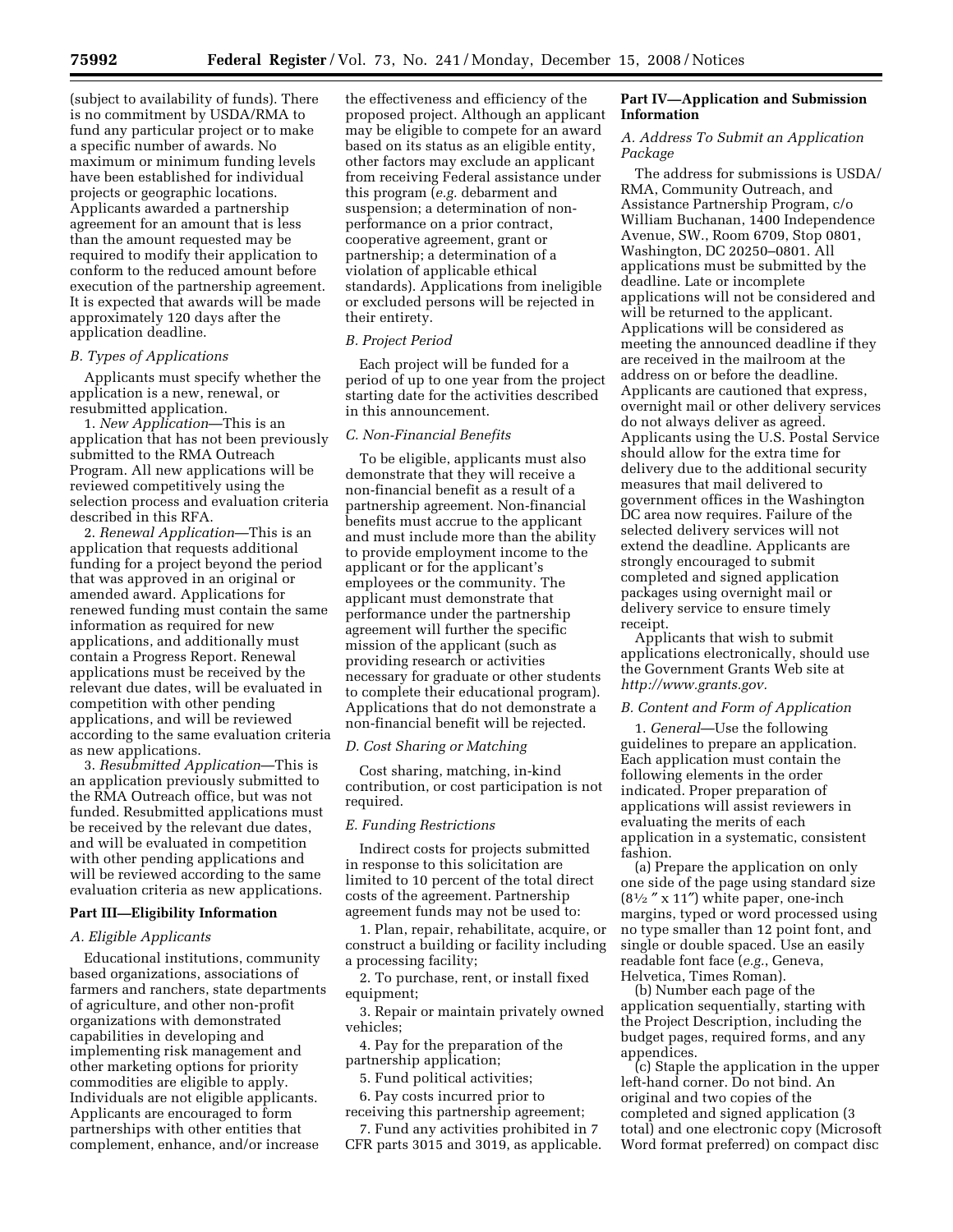(subject to availability of funds). There is no commitment by USDA/RMA to fund any particular project or to make a specific number of awards. No maximum or minimum funding levels have been established for individual projects or geographic locations. Applicants awarded a partnership agreement for an amount that is less than the amount requested may be required to modify their application to conform to the reduced amount before execution of the partnership agreement. It is expected that awards will be made approximately 120 days after the application deadline.

### *B. Types of Applications*

Applicants must specify whether the application is a new, renewal, or resubmitted application.

1. *New Application*—This is an application that has not been previously submitted to the RMA Outreach Program. All new applications will be reviewed competitively using the selection process and evaluation criteria described in this RFA.

2. *Renewal Application*—This is an application that requests additional funding for a project beyond the period that was approved in an original or amended award. Applications for renewed funding must contain the same information as required for new applications, and additionally must contain a Progress Report. Renewal applications must be received by the relevant due dates, will be evaluated in competition with other pending applications, and will be reviewed according to the same evaluation criteria as new applications.

3. *Resubmitted Application*—This is an application previously submitted to the RMA Outreach office, but was not funded. Resubmitted applications must be received by the relevant due dates, and will be evaluated in competition with other pending applications and will be reviewed according to the same evaluation criteria as new applications.

## Part III—Eligibility Information

### *A. Eligible Applicants*

Educational institutions, community based organizations, associations of farmers and ranchers, state departments of agriculture, and other non-profit organizations with demonstrated capabilities in developing and implementing risk management and other marketing options for priority commodities are eligible to apply. Individuals are not eligible applicants. Applicants are encouraged to form partnerships with other entities that complement, enhance, and/or increase the effectiveness and efficiency of the proposed project. Although an applicant may be eligible to compete for an award based on its status as an eligible entity, other factors may exclude an applicant from receiving Federal assistance under this program (*e.g.* debarment and suspension; a determination of non-performance on a prior contract, cooperative agreement, grant or partnership; a determination of a violation of applicable ethical standards). Applications from ineligible or excluded persons will be rejected in their entirety.

### *B. Project Period*

Each project will be funded for a period of up to one year from the project starting date for the activities described in this announcement.

### *C. Non-Financial Benefits*

To be eligible, applicants must also demonstrate that they will receive a non-financial benefit as a result of a partnership agreement. Non-financial benefits must accrue to the applicant and must include more than the ability to provide employment income to the applicant or for the applicant's employees or the community. The applicant must demonstrate that performance under the partnership agreement will further the specific mission of the applicant (such as providing research or activities necessary for graduate or other students to complete their educational program). Applications that do not demonstrate a non-financial benefit will be rejected.

### *D. Cost Sharing or Matching*

Cost sharing, matching, in-kind contribution, or cost participation is not required.

### *E. Funding Restrictions*

Indirect costs for projects submitted in response to this solicitation are limited to 10 percent of the total direct costs of the agreement. Partnership agreement funds may not be used to:

1. Plan, repair, rehabilitate, acquire, or construct a building or facility including a processing facility;

2. To purchase, rent, or install fixed equipment;

3. Repair or maintain privately owned vehicles;

4. Pay for the preparation of the partnership application;

5. Fund political activities;

6. Pay costs incurred prior to receiving this partnership agreement;

7. Fund any activities prohibited in 7 CFR parts 3015 and 3019, as applicable.

## Part IV—Application and Submission Information

### *A. Address To Submit an Application Package*

The address for submissions is USDA/RMA, Community Outreach, and Assistance Partnership Program, c/o William Buchanan, 1400 Independence Avenue, SW., Room 6709, Stop 0801, Washington, DC 20250–0801. All applications must be submitted by the deadline. Late or incomplete applications will not be considered and will be returned to the applicant. Applications will be considered as meeting the announced deadline if they are received in the mailroom at the address on or before the deadline. Applicants are cautioned that express, overnight mail or other delivery services do not always deliver as agreed. Applicants using the U.S. Postal Service should allow for the extra time for delivery due to the additional security measures that mail delivered to government offices in the Washington DC area now requires. Failure of the selected delivery services will not extend the deadline. Applicants are strongly encouraged to submit completed and signed application packages using overnight mail or delivery service to ensure timely receipt.

Applicants that wish to submit applications electronically, should use the Government Grants Web site at *http://www.grants.gov.*

### *B. Content and Form of Application*

1. *General*—Use the following guidelines to prepare an application. Each application must contain the following elements in the order indicated. Proper preparation of applications will assist reviewers in evaluating the merits of each application in a systematic, consistent fashion.

(a) Prepare the application on only one side of the page using standard size (8½″ x 11″) white paper, one-inch margins, typed or word processed using no type smaller than 12 point font, and single or double spaced. Use an easily readable font face (*e.g.*, Geneva, Helvetica, Times Roman).

(b) Number each page of the application sequentially, starting with the Project Description, including the budget pages, required forms, and any appendices.

(c) Staple the application in the upper left-hand corner. Do not bind. An original and two copies of the completed and signed application (3 total) and one electronic copy (Microsoft Word format preferred) on compact disc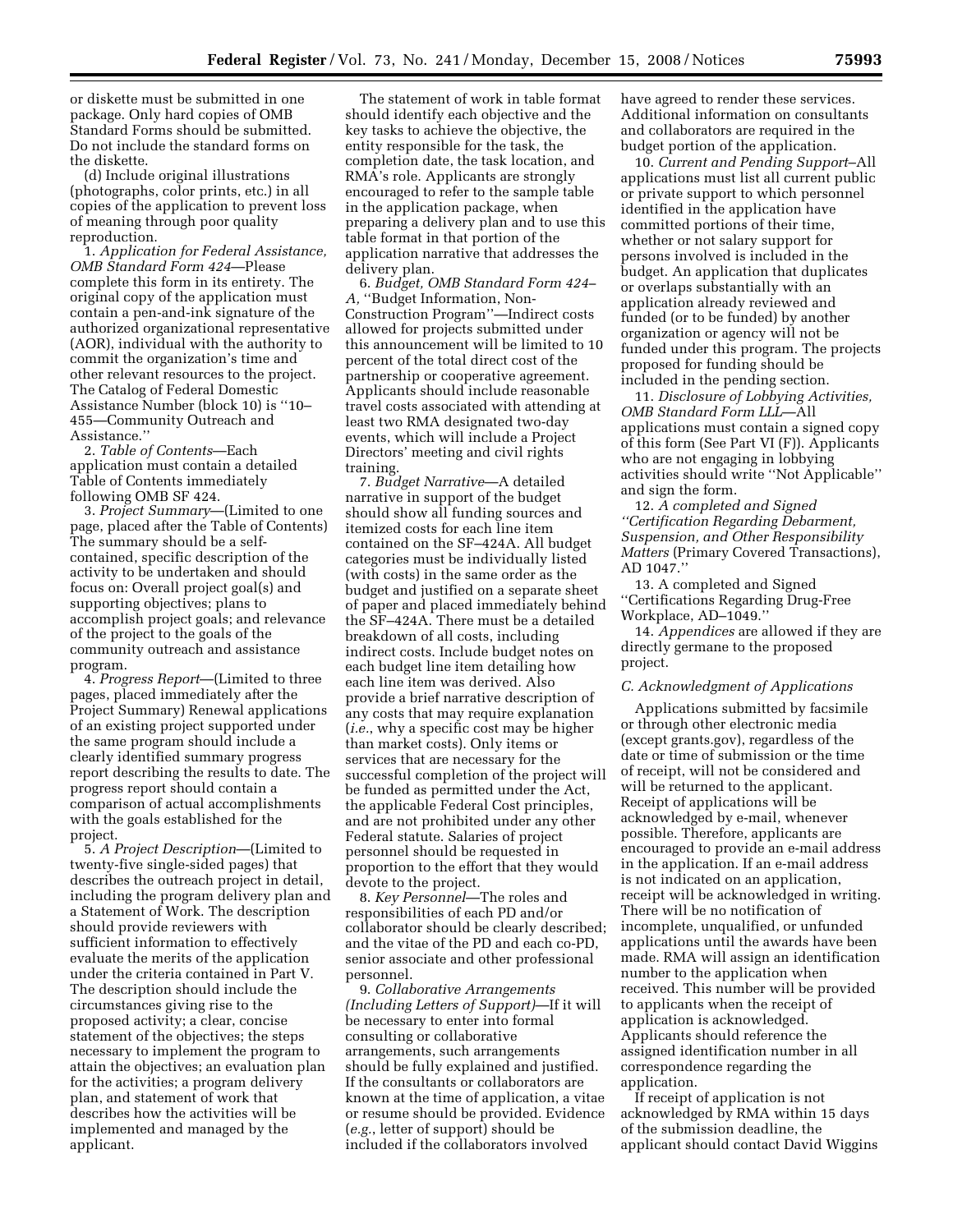or diskette must be submitted in one package. Only hard copies of OMB Standard Forms should be submitted. Do not include the standard forms on the diskette.

(d) Include original illustrations (photographs, color prints, etc.) in all copies of the application to prevent loss of meaning through poor quality reproduction.

1. *Application for Federal Assistance, OMB Standard Form 424*—Please complete this form in its entirety. The original copy of the application must contain a pen-and-ink signature of the authorized organizational representative (AOR), individual with the authority to commit the organization's time and other relevant resources to the project. The Catalog of Federal Domestic Assistance Number (block 10) is ''10–455—Community Outreach and Assistance.''

2. *Table of Contents*—Each application must contain a detailed Table of Contents immediately following OMB SF 424.

3. *Project Summary*—(Limited to one page, placed after the Table of Contents) The summary should be a self-contained, specific description of the activity to be undertaken and should focus on: Overall project goal(s) and supporting objectives; plans to accomplish project goals; and relevance of the project to the goals of the community outreach and assistance program.

4. *Progress Report*—(Limited to three pages, placed immediately after the Project Summary) Renewal applications of an existing project supported under the same program should include a clearly identified summary progress report describing the results to date. The progress report should contain a comparison of actual accomplishments with the goals established for the project.

5. *A Project Description*—(Limited to twenty-five single-sided pages) that describes the outreach project in detail, including the program delivery plan and a Statement of Work. The description should provide reviewers with sufficient information to effectively evaluate the merits of the application under the criteria contained in Part V. The description should include the circumstances giving rise to the proposed activity; a clear, concise statement of the objectives; the steps necessary to implement the program to attain the objectives; an evaluation plan for the activities; a program delivery plan, and statement of work that describes how the activities will be implemented and managed by the applicant.

The statement of work in table format should identify each objective and the key tasks to achieve the objective, the entity responsible for the task, the completion date, the task location, and RMA's role. Applicants are strongly encouraged to refer to the sample table in the application package, when preparing a delivery plan and to use this table format in that portion of the application narrative that addresses the delivery plan.

6. *Budget, OMB Standard Form 424–A,* ''Budget Information, Non-Construction Program''—Indirect costs allowed for projects submitted under this announcement will be limited to 10 percent of the total direct cost of the partnership or cooperative agreement. Applicants should include reasonable travel costs associated with attending at least two RMA designated two-day events, which will include a Project Directors' meeting and civil rights training.

7. *Budget Narrative*—A detailed narrative in support of the budget should show all funding sources and itemized costs for each line item contained on the SF–424A. All budget categories must be individually listed (with costs) in the same order as the budget and justified on a separate sheet of paper and placed immediately behind the SF–424A. There must be a detailed breakdown of all costs, including indirect costs. Include budget notes on each budget line item detailing how each line item was derived. Also provide a brief narrative description of any costs that may require explanation (*i.e.*, why a specific cost may be higher than market costs). Only items or services that are necessary for the successful completion of the project will be funded as permitted under the Act, the applicable Federal Cost principles, and are not prohibited under any other Federal statute. Salaries of project personnel should be requested in proportion to the effort that they would devote to the project.

8. *Key Personnel*—The roles and responsibilities of each PD and/or collaborator should be clearly described; and the vitae of the PD and each co-PD, senior associate and other professional personnel.

9. *Collaborative Arrangements (Including Letters of Support)*—If it will be necessary to enter into formal consulting or collaborative arrangements, such arrangements should be fully explained and justified. If the consultants or collaborators are known at the time of application, a vitae or resume should be provided. Evidence (*e.g.*, letter of support) should be included if the collaborators involved have agreed to render these services. Additional information on consultants and collaborators are required in the budget portion of the application.

10. *Current and Pending Support*–All applications must list all current public or private support to which personnel identified in the application have committed portions of their time, whether or not salary support for persons involved is included in the budget. An application that duplicates or overlaps substantially with an application already reviewed and funded (or to be funded) by another organization or agency will not be funded under this program. The projects proposed for funding should be included in the pending section.

11. *Disclosure of Lobbying Activities, OMB Standard Form LLL*—All applications must contain a signed copy of this form (See Part VI (F)). Applicants who are not engaging in lobbying activities should write ''Not Applicable'' and sign the form.

12. *A completed and Signed ''Certification Regarding Debarment, Suspension, and Other Responsibility Matters* (Primary Covered Transactions), AD 1047.''

13. A completed and Signed ''Certifications Regarding Drug-Free Workplace, AD–1049.''

14. *Appendices* are allowed if they are directly germane to the proposed project.

### *C. Acknowledgment of Applications*

Applications submitted by facsimile or through other electronic media (except grants.gov), regardless of the date or time of submission or the time of receipt, will not be considered and will be returned to the applicant. Receipt of applications will be acknowledged by e-mail, whenever possible. Therefore, applicants are encouraged to provide an e-mail address in the application. If an e-mail address is not indicated on an application, receipt will be acknowledged in writing. There will be no notification of incomplete, unqualified, or unfunded applications until the awards have been made. RMA will assign an identification number to the application when received. This number will be provided to applicants when the receipt of application is acknowledged. Applicants should reference the assigned identification number in all correspondence regarding the application.

If receipt of application is not acknowledged by RMA within 15 days of the submission deadline, the applicant should contact David Wiggins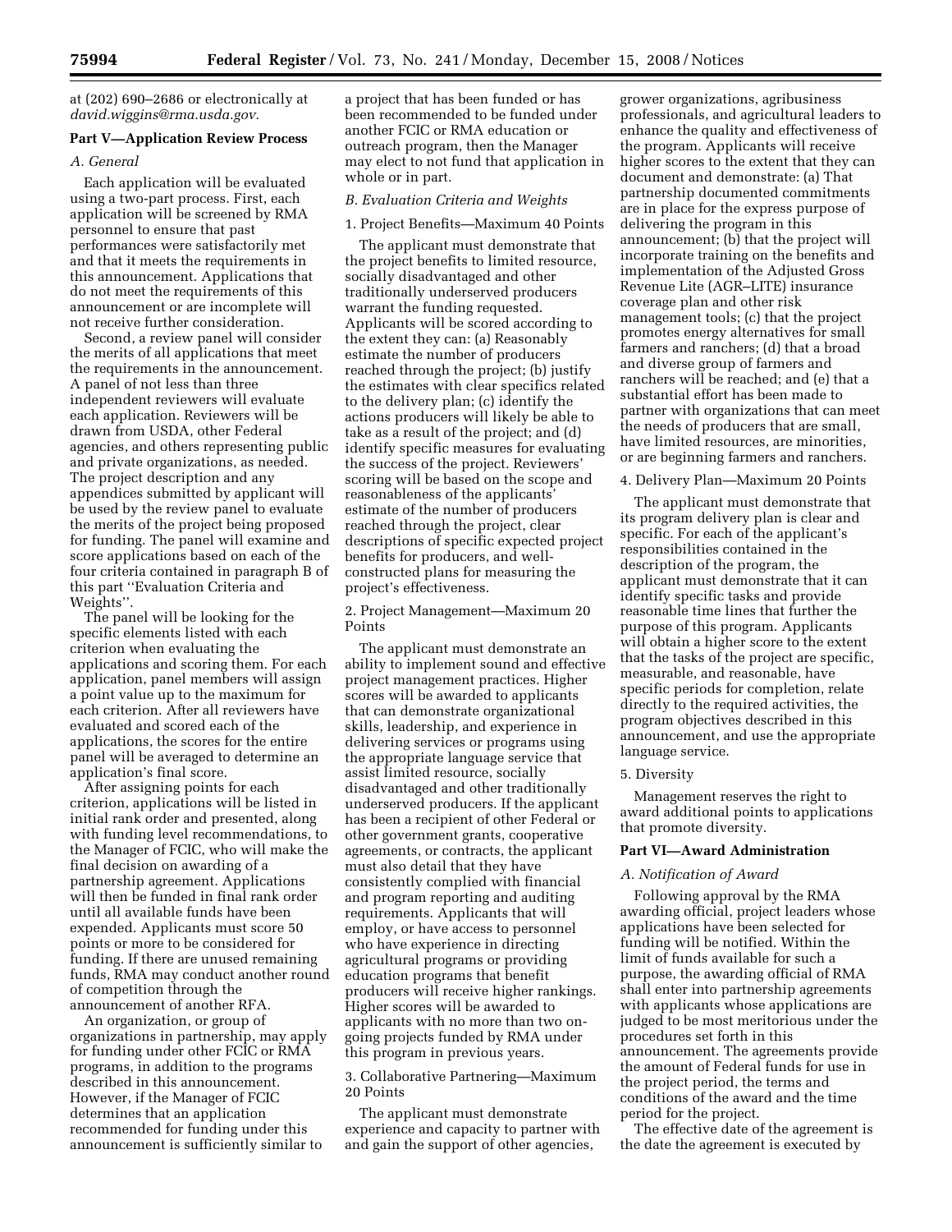at (202) 690–2686 or electronically at *david.wiggins@rma.usda.gov.*

## Part V—Application Review Process

### *A. General*

Each application will be evaluated using a two-part process. First, each application will be screened by RMA personnel to ensure that past performances were satisfactorily met and that it meets the requirements in this announcement. Applications that do not meet the requirements of this announcement or are incomplete will not receive further consideration.

Second, a review panel will consider the merits of all applications that meet the requirements in the announcement. A panel of not less than three independent reviewers will evaluate each application. Reviewers will be drawn from USDA, other Federal agencies, and others representing public and private organizations, as needed. The project description and any appendices submitted by applicant will be used by the review panel to evaluate the merits of the project being proposed for funding. The panel will examine and score applications based on each of the four criteria contained in paragraph B of this part ''Evaluation Criteria and Weights''.

The panel will be looking for the specific elements listed with each criterion when evaluating the applications and scoring them. For each application, panel members will assign a point value up to the maximum for each criterion. After all reviewers have evaluated and scored each of the applications, the scores for the entire panel will be averaged to determine an application's final score.

After assigning points for each criterion, applications will be listed in initial rank order and presented, along with funding level recommendations, to the Manager of FCIC, who will make the final decision on awarding of a partnership agreement. Applications will then be funded in final rank order until all available funds have been expended. Applicants must score 50 points or more to be considered for funding. If there are unused remaining funds, RMA may conduct another round of competition through the announcement of another RFA.

An organization, or group of organizations in partnership, may apply for funding under other FCIC or RMA programs, in addition to the programs described in this announcement. However, if the Manager of FCIC determines that an application recommended for funding under this announcement is sufficiently similar to a project that has been funded or has been recommended to be funded under another FCIC or RMA education or outreach program, then the Manager may elect to not fund that application in whole or in part.

### *B. Evaluation Criteria and Weights*

1. Project Benefits—Maximum 40 Points

The applicant must demonstrate that the project benefits to limited resource, socially disadvantaged and other traditionally underserved producers warrant the funding requested. Applicants will be scored according to the extent they can: (a) Reasonably estimate the number of producers reached through the project; (b) justify the estimates with clear specifics related to the delivery plan; (c) identify the actions producers will likely be able to take as a result of the project; and (d) identify specific measures for evaluating the success of the project. Reviewers' scoring will be based on the scope and reasonableness of the applicants' estimate of the number of producers reached through the project, clear descriptions of specific expected project benefits for producers, and well-constructed plans for measuring the project's effectiveness.

2. Project Management—Maximum 20 Points

The applicant must demonstrate an ability to implement sound and effective project management practices. Higher scores will be awarded to applicants that can demonstrate organizational skills, leadership, and experience in delivering services or programs using the appropriate language service that assist limited resource, socially disadvantaged and other traditionally underserved producers. If the applicant has been a recipient of other Federal or other government grants, cooperative agreements, or contracts, the applicant must also detail that they have consistently complied with financial and program reporting and auditing requirements. Applicants that will employ, or have access to personnel who have experience in directing agricultural programs or providing education programs that benefit producers will receive higher rankings. Higher scores will be awarded to applicants with no more than two on-going projects funded by RMA under this program in previous years.

3. Collaborative Partnering—Maximum 20 Points

The applicant must demonstrate experience and capacity to partner with and gain the support of other agencies, grower organizations, agribusiness professionals, and agricultural leaders to enhance the quality and effectiveness of the program. Applicants will receive higher scores to the extent that they can document and demonstrate: (a) That partnership documented commitments are in place for the express purpose of delivering the program in this announcement; (b) that the project will incorporate training on the benefits and implementation of the Adjusted Gross Revenue Lite (AGR–LITE) insurance coverage plan and other risk management tools; (c) that the project promotes energy alternatives for small farmers and ranchers; (d) that a broad and diverse group of farmers and ranchers will be reached; and (e) that a substantial effort has been made to partner with organizations that can meet the needs of producers that are small, have limited resources, are minorities, or are beginning farmers and ranchers.

4. Delivery Plan—Maximum 20 Points

The applicant must demonstrate that its program delivery plan is clear and specific. For each of the applicant's responsibilities contained in the description of the program, the applicant must demonstrate that it can identify specific tasks and provide reasonable time lines that further the purpose of this program. Applicants will obtain a higher score to the extent that the tasks of the project are specific, measurable, and reasonable, have specific periods for completion, relate directly to the required activities, the program objectives described in this announcement, and use the appropriate language service.

5. Diversity

Management reserves the right to award additional points to applications that promote diversity.

## Part VI—Award Administration

### *A. Notification of Award*

Following approval by the RMA awarding official, project leaders whose applications have been selected for funding will be notified. Within the limit of funds available for such a purpose, the awarding official of RMA shall enter into partnership agreements with applicants whose applications are judged to be most meritorious under the procedures set forth in this announcement. The agreements provide the amount of Federal funds for use in the project period, the terms and conditions of the award and the time period for the project.

The effective date of the agreement is the date the agreement is executed by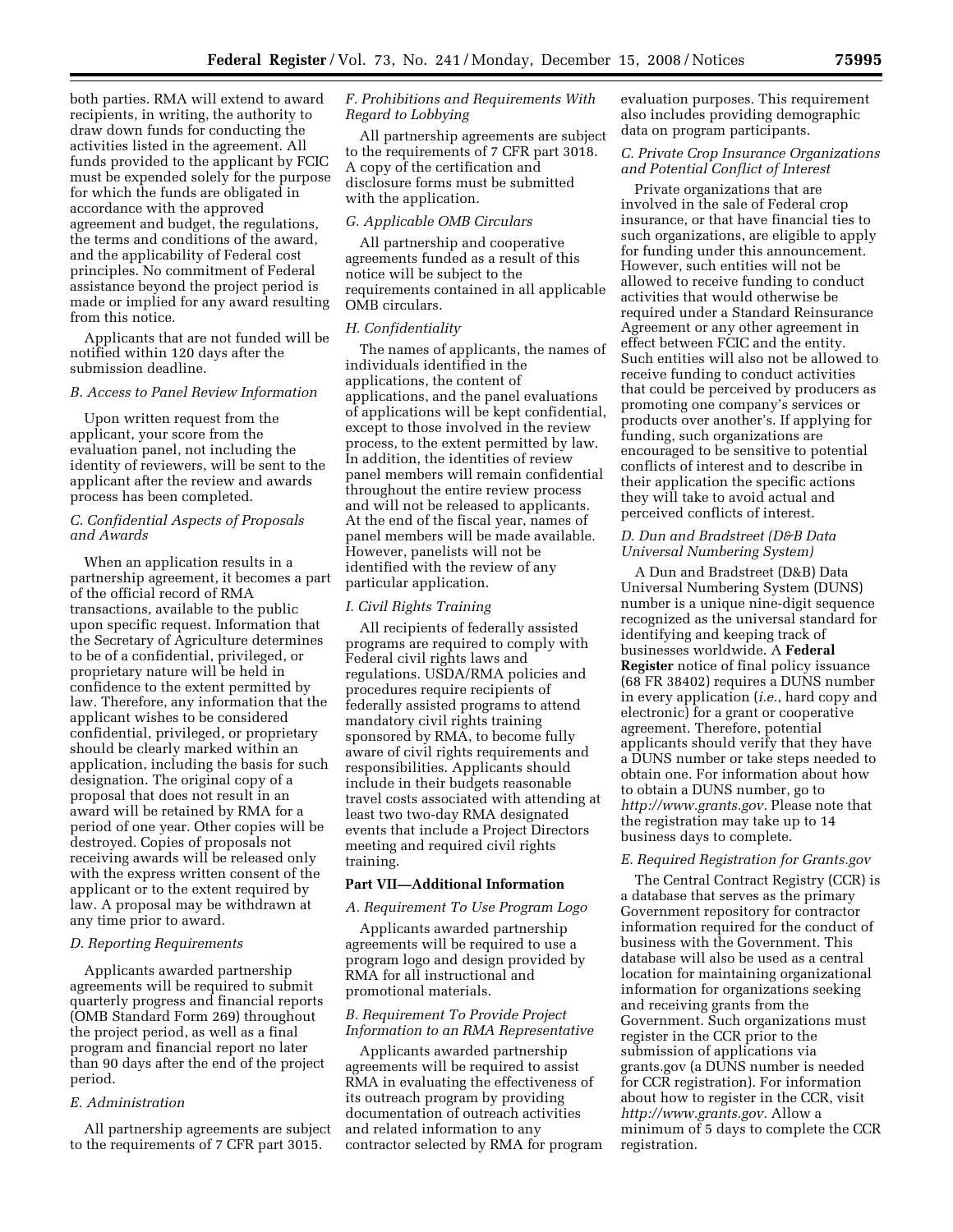both parties. RMA will extend to award recipients, in writing, the authority to draw down funds for conducting the activities listed in the agreement. All funds provided to the applicant by FCIC must be expended solely for the purpose for which the funds are obligated in accordance with the approved agreement and budget, the regulations, the terms and conditions of the award, and the applicability of Federal cost principles. No commitment of Federal assistance beyond the project period is made or implied for any award resulting from this notice.

Applicants that are not funded will be notified within 120 days after the submission deadline.

*B. Access to Panel Review Information*

Upon written request from the applicant, your score from the evaluation panel, not including the identity of reviewers, will be sent to the applicant after the review and awards process has been completed.

*C. Confidential Aspects of Proposals and Awards*

When an application results in a partnership agreement, it becomes a part of the official record of RMA transactions, available to the public upon specific request. Information that the Secretary of Agriculture determines to be of a confidential, privileged, or proprietary nature will be held in confidence to the extent permitted by law. Therefore, any information that the applicant wishes to be considered confidential, privileged, or proprietary should be clearly marked within an application, including the basis for such designation. The original copy of a proposal that does not result in an award will be retained by RMA for a period of one year. Other copies will be destroyed. Copies of proposals not receiving awards will be released only with the express written consent of the applicant or to the extent required by law. A proposal may be withdrawn at any time prior to award.

*D. Reporting Requirements*

Applicants awarded partnership agreements will be required to submit quarterly progress and financial reports (OMB Standard Form 269) throughout the project period, as well as a final program and financial report no later than 90 days after the end of the project period.

*E. Administration*

All partnership agreements are subject to the requirements of 7 CFR part 3015.

*F. Prohibitions and Requirements With Regard to Lobbying*

All partnership agreements are subject to the requirements of 7 CFR part 3018. A copy of the certification and disclosure forms must be submitted with the application.

*G. Applicable OMB Circulars*

All partnership and cooperative agreements funded as a result of this notice will be subject to the requirements contained in all applicable OMB circulars.

*H. Confidentiality*

The names of applicants, the names of individuals identified in the applications, the content of applications, and the panel evaluations of applications will be kept confidential, except to those involved in the review process, to the extent permitted by law. In addition, the identities of review panel members will remain confidential throughout the entire review process and will not be released to applicants. At the end of the fiscal year, names of panel members will be made available. However, panelists will not be identified with the review of any particular application.

*I. Civil Rights Training*

All recipients of federally assisted programs are required to comply with Federal civil rights laws and regulations. USDA/RMA policies and procedures require recipients of federally assisted programs to attend mandatory civil rights training sponsored by RMA, to become fully aware of civil rights requirements and responsibilities. Applicants should include in their budgets reasonable travel costs associated with attending at least two two-day RMA designated events that include a Project Directors meeting and required civil rights training.

## Part VII—Additional Information

*A. Requirement To Use Program Logo*

Applicants awarded partnership agreements will be required to use a program logo and design provided by RMA for all instructional and promotional materials.

*B. Requirement To Provide Project Information to an RMA Representative*

Applicants awarded partnership agreements will be required to assist RMA in evaluating the effectiveness of its outreach program by providing documentation of outreach activities and related information to any contractor selected by RMA for program evaluation purposes. This requirement also includes providing demographic data on program participants.

*C. Private Crop Insurance Organizations and Potential Conflict of Interest*

Private organizations that are involved in the sale of Federal crop insurance, or that have financial ties to such organizations, are eligible to apply for funding under this announcement. However, such entities will not be allowed to receive funding to conduct activities that would otherwise be required under a Standard Reinsurance Agreement or any other agreement in effect between FCIC and the entity. Such entities will also not be allowed to receive funding to conduct activities that could be perceived by producers as promoting one company's services or products over another's. If applying for funding, such organizations are encouraged to be sensitive to potential conflicts of interest and to describe in their application the specific actions they will take to avoid actual and perceived conflicts of interest.

*D. Dun and Bradstreet (D&B Data Universal Numbering System)*

A Dun and Bradstreet (D&B) Data Universal Numbering System (DUNS) number is a unique nine-digit sequence recognized as the universal standard for identifying and keeping track of businesses worldwide. A **Federal Register** notice of final policy issuance (68 FR 38402) requires a DUNS number in every application (*i.e.,* hard copy and electronic) for a grant or cooperative agreement. Therefore, potential applicants should verify that they have a DUNS number or take steps needed to obtain one. For information about how to obtain a DUNS number, go to *http://www.grants.gov*. Please note that the registration may take up to 14 business days to complete.

*E. Required Registration for Grants.gov*

The Central Contract Registry (CCR) is a database that serves as the primary Government repository for contractor information required for the conduct of business with the Government. This database will also be used as a central location for maintaining organizational information for organizations seeking and receiving grants from the Government. Such organizations must register in the CCR prior to the submission of applications via grants.gov (a DUNS number is needed for CCR registration). For information about how to register in the CCR, visit *http://www.grants.gov.* Allow a minimum of 5 days to complete the CCR registration.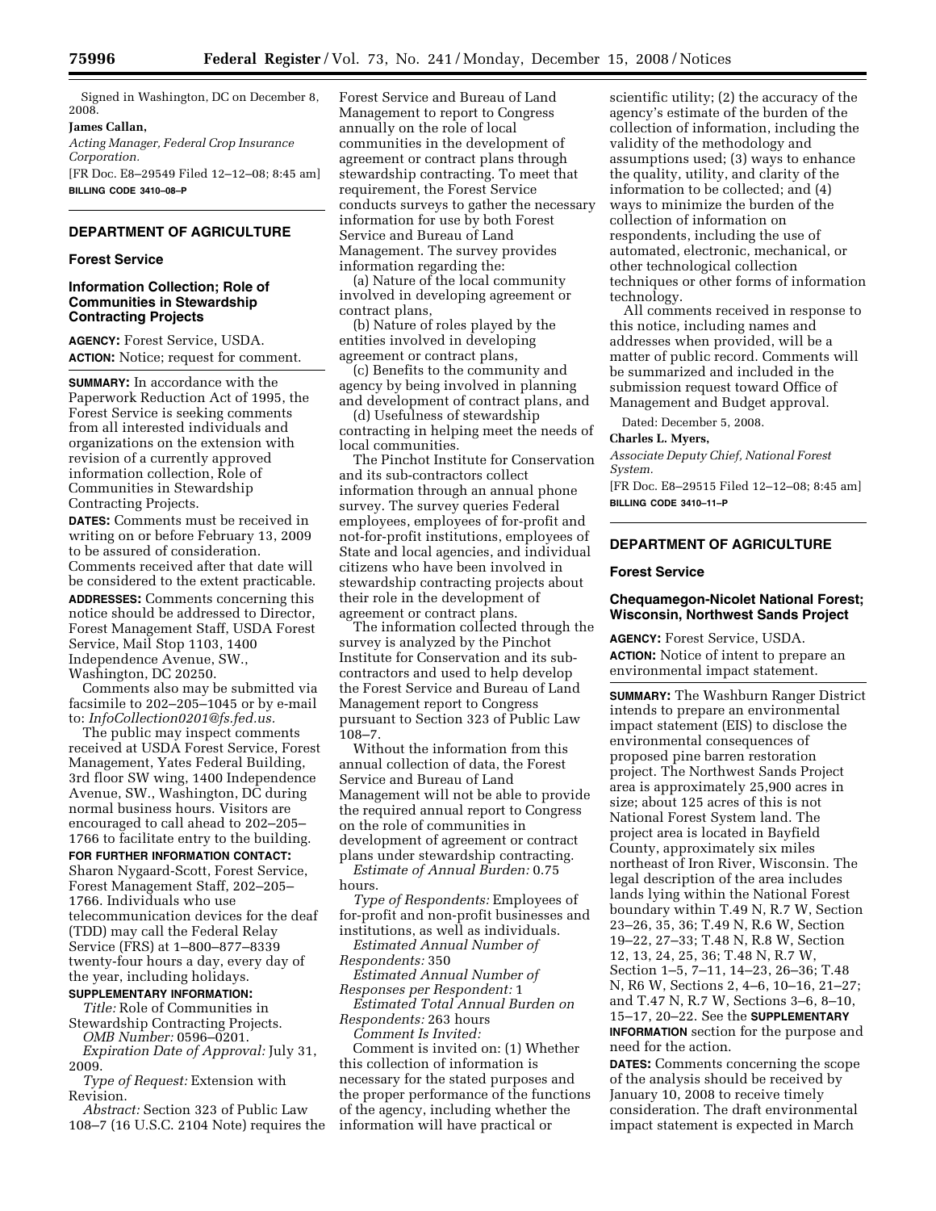Signed in Washington, DC on December 8, 2008.

**James Callan,**

*Acting Manager, Federal Crop Insurance Corporation.*

[FR Doc. E8–29549 Filed 12–12–08; 8:45 am]

**BILLING CODE 3410–08–P**

## DEPARTMENT OF AGRICULTURE

### Forest Service

### Information Collection; Role of Communities in Stewardship Contracting Projects

**AGENCY:** Forest Service, USDA.

**ACTION:** Notice; request for comment.

**SUMMARY:** In accordance with the Paperwork Reduction Act of 1995, the Forest Service is seeking comments from all interested individuals and organizations on the extension with revision of a currently approved information collection, Role of Communities in Stewardship Contracting Projects.

**DATES:** Comments must be received in writing on or before February 13, 2009 to be assured of consideration. Comments received after that date will be considered to the extent practicable.

**ADDRESSES:** Comments concerning this notice should be addressed to Director, Forest Management Staff, USDA Forest Service, Mail Stop 1103, 1400 Independence Avenue, SW., Washington, DC 20250.

Comments also may be submitted via facsimile to 202–205–1045 or by e-mail to: *InfoCollection0201@fs.fed.us.*

The public may inspect comments received at USDA Forest Service, Forest Management, Yates Federal Building, 3rd floor SW wing, 1400 Independence Avenue, SW., Washington, DC during normal business hours. Visitors are encouraged to call ahead to 202–205–1766 to facilitate entry to the building.

**FOR FURTHER INFORMATION CONTACT:** Sharon Nygaard-Scott, Forest Service, Forest Management Staff, 202–205–1766. Individuals who use telecommunication devices for the deaf (TDD) may call the Federal Relay Service (FRS) at 1–800–877–8339 twenty-four hours a day, every day of the year, including holidays.

**SUPPLEMENTARY INFORMATION:**

*Title:* Role of Communities in Stewardship Contracting Projects.

*OMB Number:* 0596–0201.

*Expiration Date of Approval:* July 31, 2009.

*Type of Request:* Extension with Revision.

*Abstract:* Section 323 of Public Law 108–7 (16 U.S.C. 2104 Note) requires the Forest Service and Bureau of Land Management to report to Congress annually on the role of local communities in the development of agreement or contract plans through stewardship contracting. To meet that requirement, the Forest Service conducts surveys to gather the necessary information for use by both Forest Service and Bureau of Land Management. The survey provides information regarding the:

(a) Nature of the local community involved in developing agreement or contract plans,

(b) Nature of roles played by the entities involved in developing agreement or contract plans,

(c) Benefits to the community and agency by being involved in planning and development of contract plans, and

(d) Usefulness of stewardship contracting in helping meet the needs of local communities.

The Pinchot Institute for Conservation and its sub-contractors collect information through an annual phone survey. The survey queries Federal employees, employees of for-profit and not-for-profit institutions, employees of State and local agencies, and individual citizens who have been involved in stewardship contracting projects about their role in the development of agreement or contract plans.

The information collected through the survey is analyzed by the Pinchot Institute for Conservation and its sub-contractors and used to help develop the Forest Service and Bureau of Land Management report to Congress pursuant to Section 323 of Public Law 108–7.

Without the information from this annual collection of data, the Forest Service and Bureau of Land Management will not be able to provide the required annual report to Congress on the role of communities in development of agreement or contract plans under stewardship contracting.

*Estimate of Annual Burden:* 0.75 hours.

*Type of Respondents:* Employees of for-profit and non-profit businesses and institutions, as well as individuals.

*Estimated Annual Number of Respondents:* 350

*Estimated Annual Number of Responses per Respondent:* 1

*Estimated Total Annual Burden on Respondents:* 263 hours

*Comment Is Invited:*

Comment is invited on: (1) Whether this collection of information is necessary for the stated purposes and the proper performance of the functions of the agency, including whether the information will have practical or scientific utility; (2) the accuracy of the agency's estimate of the burden of the collection of information, including the validity of the methodology and assumptions used; (3) ways to enhance the quality, utility, and clarity of the information to be collected; and (4) ways to minimize the burden of the collection of information on respondents, including the use of automated, electronic, mechanical, or other technological collection techniques or other forms of information technology.

All comments received in response to this notice, including names and addresses when provided, will be a matter of public record. Comments will be summarized and included in the submission request toward Office of Management and Budget approval.

Dated: December 5, 2008.

**Charles L. Myers,**

*Associate Deputy Chief, National Forest System.*

[FR Doc. E8–29515 Filed 12–12–08; 8:45 am]

**BILLING CODE 3410–11–P**

## DEPARTMENT OF AGRICULTURE

### Forest Service

### Chequamegon-Nicolet National Forest; Wisconsin, Northwest Sands Project

**AGENCY:** Forest Service, USDA.

**ACTION:** Notice of intent to prepare an environmental impact statement.

**SUMMARY:** The Washburn Ranger District intends to prepare an environmental impact statement (EIS) to disclose the environmental consequences of proposed pine barren restoration project. The Northwest Sands Project area is approximately 25,900 acres in size; about 125 acres of this is not National Forest System land. The project area is located in Bayfield County, approximately six miles northeast of Iron River, Wisconsin. The legal description of the area includes lands lying within the National Forest boundary within T.49 N, R.7 W, Section 23–26, 35, 36; T.49 N, R.6 W, Section 19–22, 27–33; T.48 N, R.8 W, Section 12, 13, 24, 25, 36; T.48 N, R.7 W, Section 1–5, 7–11, 14–23, 26–36; T.48 N, R6 W, Sections 2, 4–6, 10–16, 21–27; and T.47 N, R.7 W, Sections 3–6, 8–10, 15–17, 20–22. See the **SUPPLEMENTARY INFORMATION** section for the purpose and need for the action.

**DATES:** Comments concerning the scope of the analysis should be received by January 10, 2008 to receive timely consideration. The draft environmental impact statement is expected in March